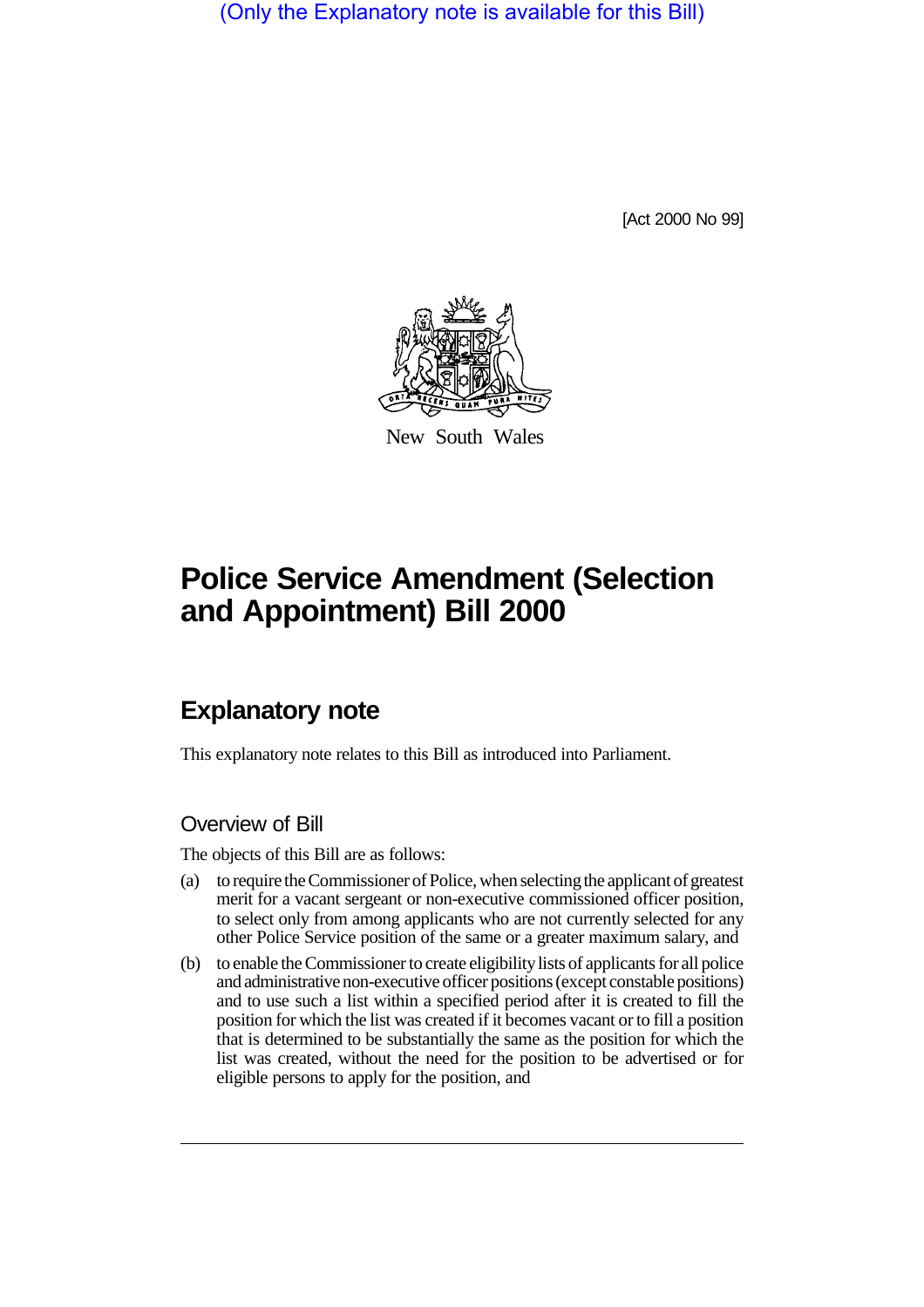(Only the Explanatory note is available for this Bill)

[Act 2000 No 99]

New South Wales

# Police Service Amendment (Selection and Appointment) Bill 2000

## Explanatory note

This explanatory note relates to this Bill as introduced into Parliament.

### Overview of Bill

The objects of this Bill are as follows:

(a) to require the Commissioner of Police, when selecting the applicant of greatest merit for a vacant sergeant or non-executive commissioned officer position, to select only from among applicants who are not currently selected for any other Police Service position of the same or a greater maximum salary, and

(b) to enable the Commissioner to create eligibility lists of applicants for all police and administrative non-executive officer positions (except constable positions) and to use such a list within a specified period after it is created to fill the position for which the list was created if it becomes vacant or to fill a position that is determined to be substantially the same as the position for which the list was created, without the need for the position to be advertised or for eligible persons to apply for the position, and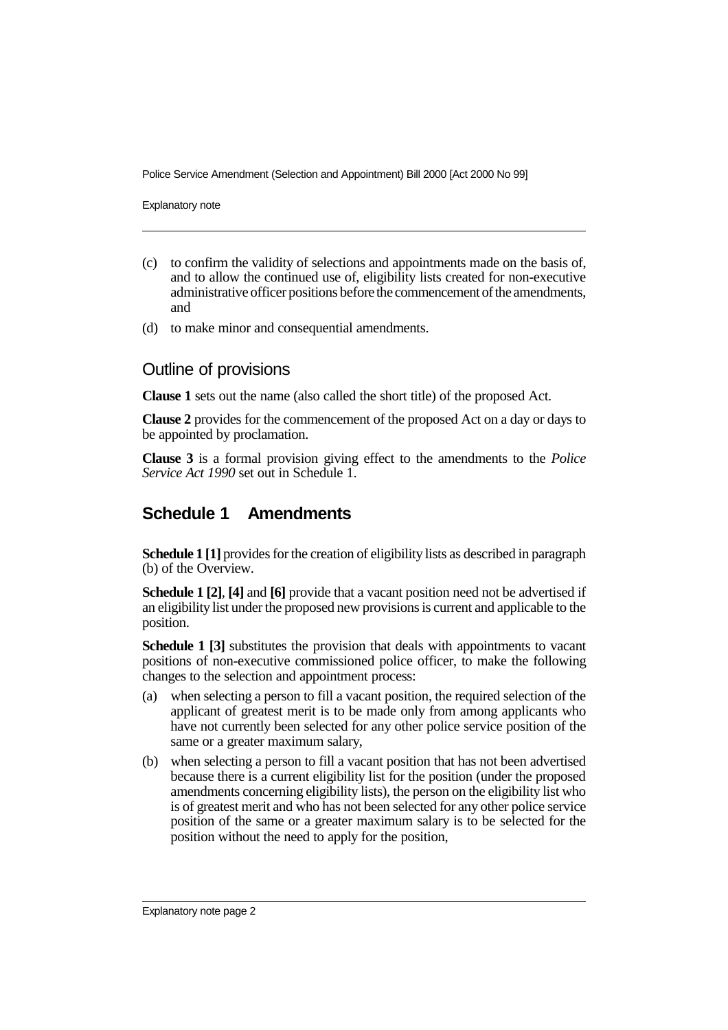(c) to confirm the validity of selections and appointments made on the basis of, and to allow the continued use of, eligibility lists created for non-executive administrative officer positions before the commencement of the amendments, and

(d) to make minor and consequential amendments.

## Outline of provisions

**Clause 1** sets out the name (also called the short title) of the proposed Act.

**Clause 2** provides for the commencement of the proposed Act on a day or days to be appointed by proclamation.

**Clause 3** is a formal provision giving effect to the amendments to the *Police Service Act 1990* set out in Schedule 1.

## Schedule 1 Amendments

**Schedule 1 [1]** provides for the creation of eligibility lists as described in paragraph (b) of the Overview.

**Schedule 1 [2]**, **[4]** and **[6]** provide that a vacant position need not be advertised if an eligibility list under the proposed new provisions is current and applicable to the position.

**Schedule 1 [3]** substitutes the provision that deals with appointments to vacant positions of non-executive commissioned police officer, to make the following changes to the selection and appointment process:

(a) when selecting a person to fill a vacant position, the required selection of the applicant of greatest merit is to be made only from among applicants who have not currently been selected for any other police service position of the same or a greater maximum salary,

(b) when selecting a person to fill a vacant position that has not been advertised because there is a current eligibility list for the position (under the proposed amendments concerning eligibility lists), the person on the eligibility list who is of greatest merit and who has not been selected for any other police service position of the same or a greater maximum salary is to be selected for the position without the need to apply for the position,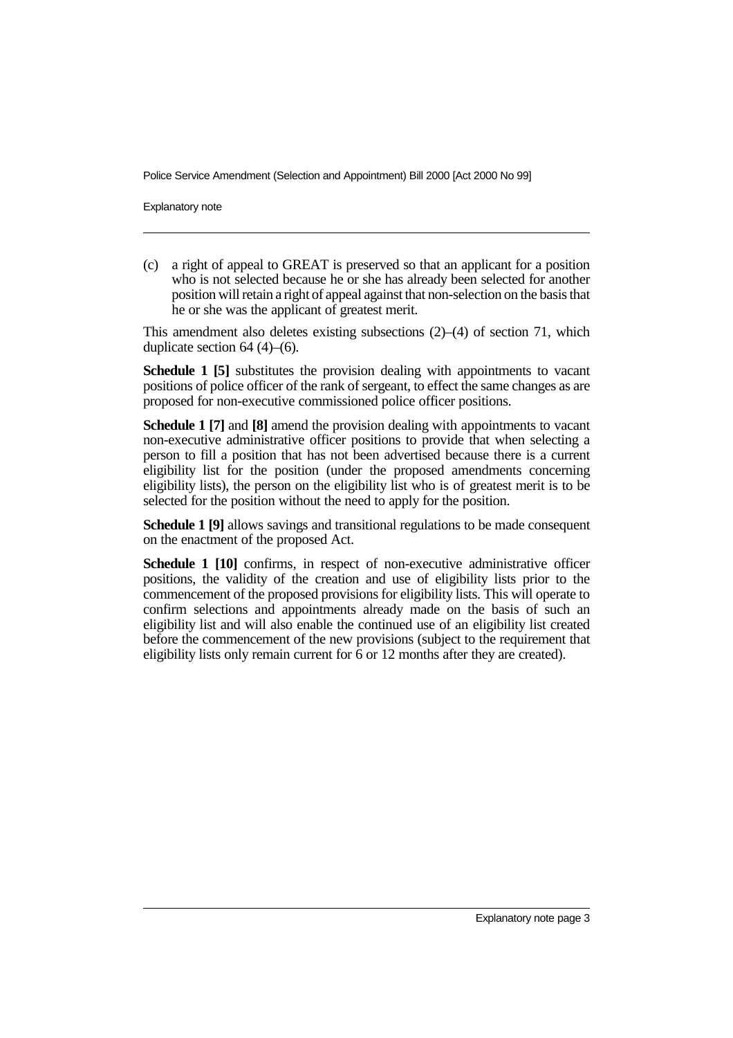(c) a right of appeal to GREAT is preserved so that an applicant for a position who is not selected because he or she has already been selected for another position will retain a right of appeal against that non-selection on the basis that he or she was the applicant of greatest merit.

This amendment also deletes existing subsections (2)–(4) of section 71, which duplicate section 64 (4)–(6).

**Schedule 1 [5]** substitutes the provision dealing with appointments to vacant positions of police officer of the rank of sergeant, to effect the same changes as are proposed for non-executive commissioned police officer positions.

**Schedule 1 [7]** and **[8]** amend the provision dealing with appointments to vacant non-executive administrative officer positions to provide that when selecting a person to fill a position that has not been advertised because there is a current eligibility list for the position (under the proposed amendments concerning eligibility lists), the person on the eligibility list who is of greatest merit is to be selected for the position without the need to apply for the position.

**Schedule 1 [9]** allows savings and transitional regulations to be made consequent on the enactment of the proposed Act.

**Schedule 1 [10]** confirms, in respect of non-executive administrative officer positions, the validity of the creation and use of eligibility lists prior to the commencement of the proposed provisions for eligibility lists. This will operate to confirm selections and appointments already made on the basis of such an eligibility list and will also enable the continued use of an eligibility list created before the commencement of the new provisions (subject to the requirement that eligibility lists only remain current for 6 or 12 months after they are created).